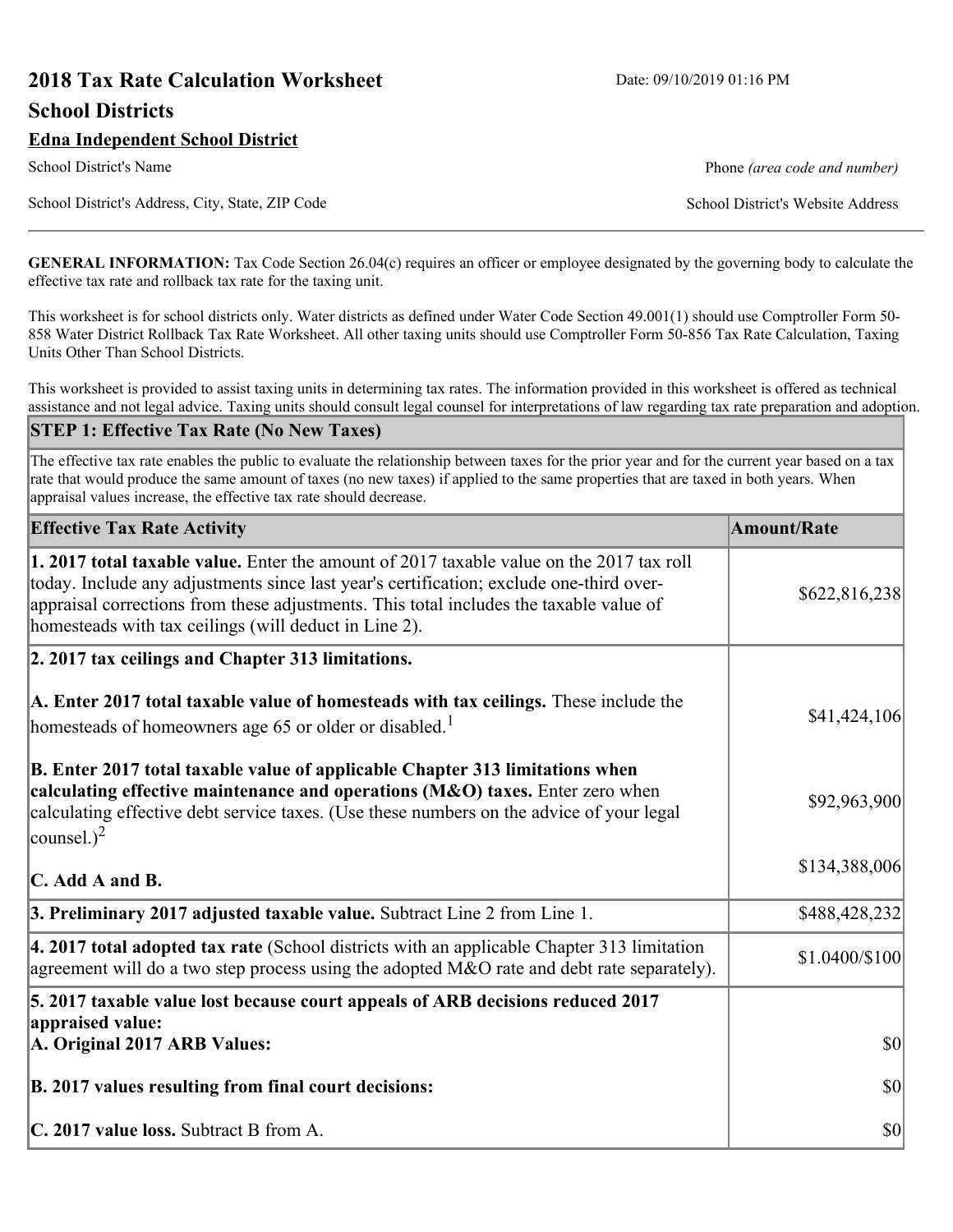# 2018 Tax Rate Calculation Worksheet

Date: 09/10/2019 01:16 PM

## School Districts

**Edna Independent School District**

School District's Name

Phone *(area code and number)*

School District's Address, City, State, ZIP Code

School District's Website Address

**GENERAL INFORMATION:** Tax Code Section 26.04(c) requires an officer or employee designated by the governing body to calculate the effective tax rate and rollback tax rate for the taxing unit.

This worksheet is for school districts only. Water districts as defined under Water Code Section 49.001(1) should use Comptroller Form 50-858 Water District Rollback Tax Rate Worksheet. All other taxing units should use Comptroller Form 50-856 Tax Rate Calculation, Taxing Units Other Than School Districts.

This worksheet is provided to assist taxing units in determining tax rates. The information provided in this worksheet is offered as technical assistance and not legal advice. Taxing units should consult legal counsel for interpretations of law regarding tax rate preparation and adoption.

### STEP 1: Effective Tax Rate (No New Taxes)

The effective tax rate enables the public to evaluate the relationship between taxes for the prior year and for the current year based on a tax rate that would produce the same amount of taxes (no new taxes) if applied to the same properties that are taxed in both years. When appraisal values increase, the effective tax rate should decrease.

| Effective Tax Rate Activity | Amount/Rate |
|---|---|
| **1. 2017 total taxable value.** Enter the amount of 2017 taxable value on the 2017 tax roll today. Include any adjustments since last year's certification; exclude one-third over-appraisal corrections from these adjustments. This total includes the taxable value of homesteads with tax ceilings (will deduct in Line 2). | $622,816,238 |
| **2. 2017 tax ceilings and Chapter 313 limitations.** | |
| **A. Enter 2017 total taxable value of homesteads with tax ceilings.** These include the homesteads of homeowners age 65 or older or disabled.[1] | $41,424,106 |
| **B. Enter 2017 total taxable value of applicable Chapter 313 limitations when calculating effective maintenance and operations (M&O) taxes.** Enter zero when calculating effective debt service taxes. (Use these numbers on the advice of your legal counsel.)[2] | $92,963,900 |
| **C. Add A and B.** | $134,388,006 |
| **3. Preliminary 2017 adjusted taxable value.** Subtract Line 2 from Line 1. | $488,428,232 |
| **4. 2017 total adopted tax rate** (School districts with an applicable Chapter 313 limitation agreement will do a two step process using the adopted M&O rate and debt rate separately). | $1.0400/$100 |
| **5. 2017 taxable value lost because court appeals of ARB decisions reduced 2017 appraised value:** | |
| **A. Original 2017 ARB Values:** | $0 |
| **B. 2017 values resulting from final court decisions:** | $0 |
| **C. 2017 value loss.** Subtract B from A. | $0 |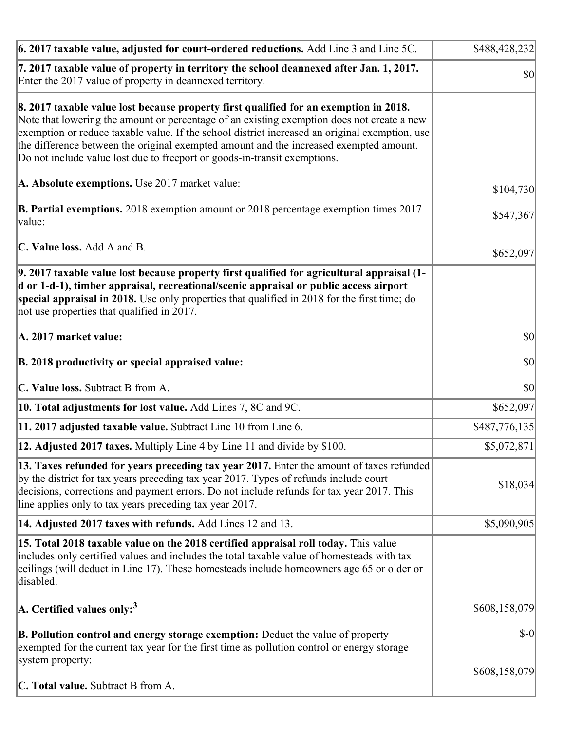| | |
|---|---|
| **6. 2017 taxable value, adjusted for court-ordered reductions.** Add Line 3 and Line 5C. | $488,428,232 |
| **7. 2017 taxable value of property in territory the school deannexed after Jan. 1, 2017.** Enter the 2017 value of property in deannexed territory. | $0 |
| **8. 2017 taxable value lost because property first qualified for an exemption in 2018.** Note that lowering the amount or percentage of an existing exemption does not create a new exemption or reduce taxable value. If the school district increased an original exemption, use the difference between the original exempted amount and the increased exempted amount. Do not include value lost due to freeport or goods-in-transit exemptions.<br><br>**A. Absolute exemptions.** Use 2017 market value:<br><br>**B. Partial exemptions.** 2018 exemption amount or 2018 percentage exemption times 2017 value:<br><br>**C. Value loss.** Add A and B. | <br><br><br><br><br>$104,730<br><br>$547,367<br><br>$652,097 |
| **9. 2017 taxable value lost because property first qualified for agricultural appraisal (1-d or 1-d-1), timber appraisal, recreational/scenic appraisal or public access airport special appraisal in 2018.** Use only properties that qualified in 2018 for the first time; do not use properties that qualified in 2017.<br><br>**A. 2017 market value:**<br><br>**B. 2018 productivity or special appraised value:**<br><br>**C. Value loss.** Subtract B from A. | <br><br><br><br>$0<br><br>$0<br><br>$0 |
| **10. Total adjustments for lost value.** Add Lines 7, 8C and 9C. | $652,097 |
| **11. 2017 adjusted taxable value.** Subtract Line 10 from Line 6. | $487,776,135 |
| **12. Adjusted 2017 taxes.** Multiply Line 4 by Line 11 and divide by $100. | $5,072,871 |
| **13. Taxes refunded for years preceding tax year 2017.** Enter the amount of taxes refunded by the district for tax years preceding tax year 2017. Types of refunds include court decisions, corrections and payment errors. Do not include refunds for tax year 2017. This line applies only to tax years preceding tax year 2017. | $18,034 |
| **14. Adjusted 2017 taxes with refunds.** Add Lines 12 and 13. | $5,090,905 |
| **15. Total 2018 taxable value on the 2018 certified appraisal roll today.** This value includes only certified values and includes the total taxable value of homesteads with tax ceilings (will deduct in Line 17). These homesteads include homeowners age 65 or older or disabled.<br><br>**A. Certified values only:**[3]<br><br>**B. Pollution control and energy storage exemption:** Deduct the value of property exempted for the current tax year for the first time as pollution control or energy storage system property:<br><br>**C. Total value.** Subtract B from A. | <br><br><br><br>$608,158,079<br><br>$-0<br><br>$608,158,079 |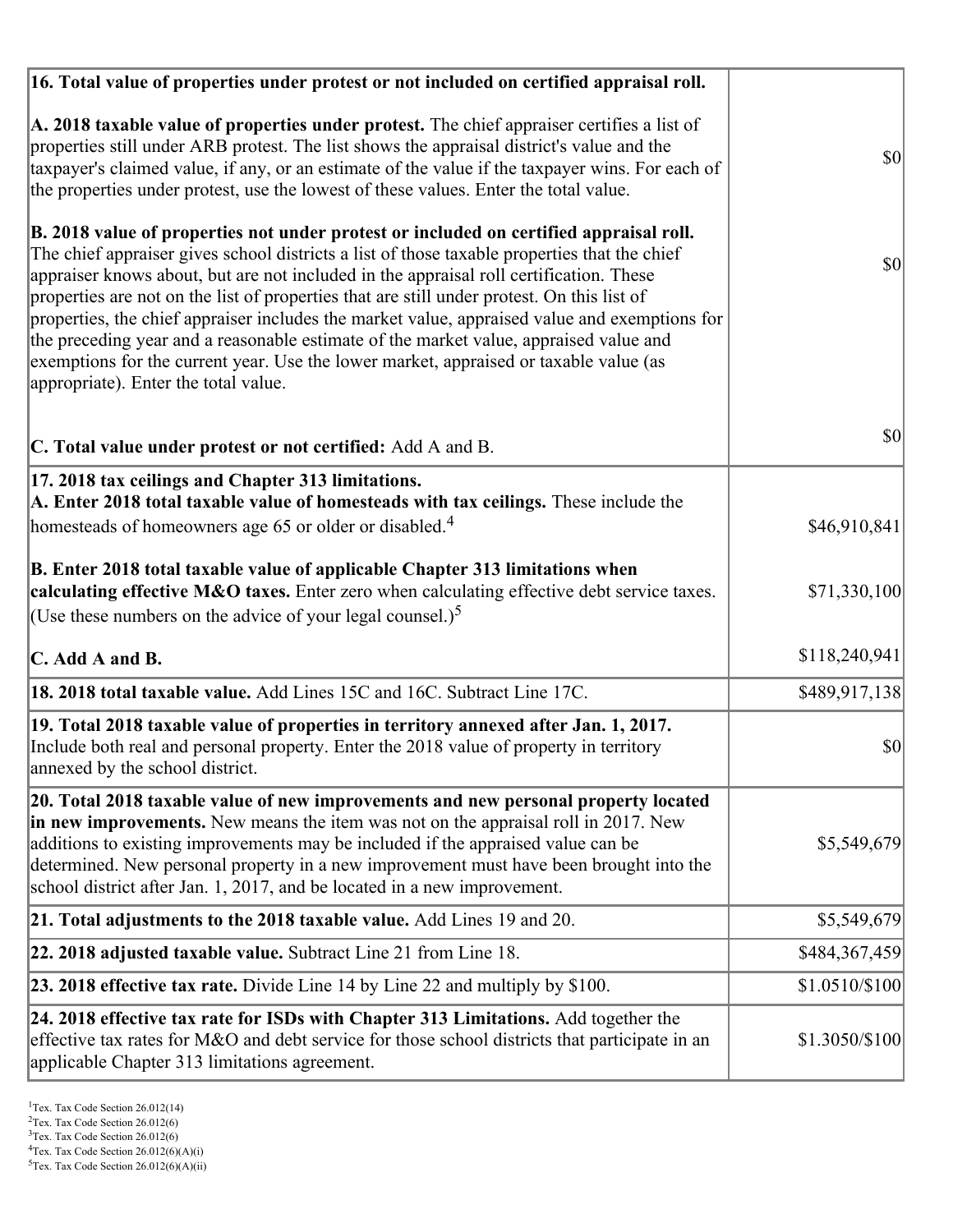| | |
|---|---|
| **16. Total value of properties under protest or not included on certified appraisal roll.** | |
| **A. 2018 taxable value of properties under protest.** The chief appraiser certifies a list of properties still under ARB protest. The list shows the appraisal district's value and the taxpayer's claimed value, if any, or an estimate of the value if the taxpayer wins. For each of the properties under protest, use the lowest of these values. Enter the total value. | $0 |
| **B. 2018 value of properties not under protest or included on certified appraisal roll.** The chief appraiser gives school districts a list of those taxable properties that the chief appraiser knows about, but are not included in the appraisal roll certification. These properties are not on the list of properties that are still under protest. On this list of properties, the chief appraiser includes the market value, appraised value and exemptions for the preceding year and a reasonable estimate of the market value, appraised value and exemptions for the current year. Use the lower market, appraised or taxable value (as appropriate). Enter the total value. | $0 |
| **C. Total value under protest or not certified:** Add A and B. | $0 |
| **17. 2018 tax ceilings and Chapter 313 limitations.** | |
| **A. Enter 2018 total taxable value of homesteads with tax ceilings.** These include the homesteads of homeowners age 65 or older or disabled.[4] | $46,910,841 |
| **B. Enter 2018 total taxable value of applicable Chapter 313 limitations when calculating effective M&O taxes.** Enter zero when calculating effective debt service taxes. (Use these numbers on the advice of your legal counsel.)[5] | $71,330,100 |
| **C. Add A and B.** | $118,240,941 |
| **18. 2018 total taxable value.** Add Lines 15C and 16C. Subtract Line 17C. | $489,917,138 |
| **19. Total 2018 taxable value of properties in territory annexed after Jan. 1, 2017.** Include both real and personal property. Enter the 2018 value of property in territory annexed by the school district. | $0 |
| **20. Total 2018 taxable value of new improvements and new personal property located in new improvements.** New means the item was not on the appraisal roll in 2017. New additions to existing improvements may be included if the appraised value can be determined. New personal property in a new improvement must have been brought into the school district after Jan. 1, 2017, and be located in a new improvement. | $5,549,679 |
| **21. Total adjustments to the 2018 taxable value.** Add Lines 19 and 20. | $5,549,679 |
| **22. 2018 adjusted taxable value.** Subtract Line 21 from Line 18. | $484,367,459 |
| **23. 2018 effective tax rate.** Divide Line 14 by Line 22 and multiply by $100. | $1.0510/$100 |
| **24. 2018 effective tax rate for ISDs with Chapter 313 Limitations.** Add together the effective tax rates for M&O and debt service for those school districts that participate in an applicable Chapter 313 limitations agreement. | $1.3050/$100 |

[1] Tex. Tax Code Section 26.012(14)
[2] Tex. Tax Code Section 26.012(6)
[3] Tex. Tax Code Section 26.012(6)
[4] Tex. Tax Code Section 26.012(6)(A)(i)
[5] Tex. Tax Code Section 26.012(6)(A)(ii)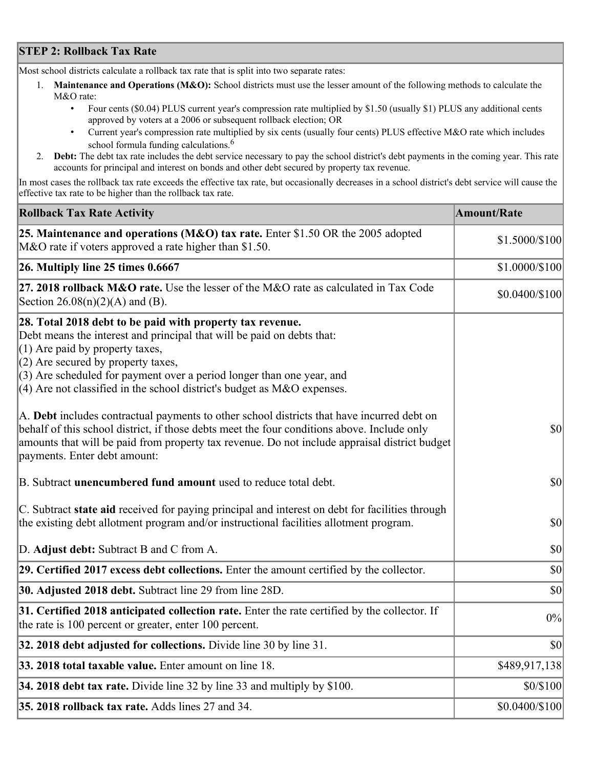## STEP 2: Rollback Tax Rate

Most school districts calculate a rollback tax rate that is split into two separate rates:

1. **Maintenance and Operations (M&O):** School districts must use the lesser amount of the following methods to calculate the M&O rate:
   - Four cents ($0.04) PLUS current year's compression rate multiplied by $1.50 (usually $1) PLUS any additional cents approved by voters at a 2006 or subsequent rollback election; OR
   - Current year's compression rate multiplied by six cents (usually four cents) PLUS effective M&O rate which includes school formula funding calculations.[6]
2. **Debt:** The debt tax rate includes the debt service necessary to pay the school district's debt payments in the coming year. This rate accounts for principal and interest on bonds and other debt secured by property tax revenue.

In most cases the rollback tax rate exceeds the effective tax rate, but occasionally decreases in a school district's debt service will cause the effective tax rate to be higher than the rollback tax rate.

| Rollback Tax Rate Activity | Amount/Rate |
|---|---|
| **25. Maintenance and operations (M&O) tax rate.** Enter $1.50 OR the 2005 adopted M&O rate if voters approved a rate higher than $1.50. | $1.5000/$100 |
| **26. Multiply line 25 times 0.6667** | $1.0000/$100 |
| **27. 2018 rollback M&O rate.** Use the lesser of the M&O rate as calculated in Tax Code Section 26.08(n)(2)(A) and (B). | $0.0400/$100 |
| **28. Total 2018 debt to be paid with property tax revenue.** Debt means the interest and principal that will be paid on debts that: (1) Are paid by property taxes, (2) Are secured by property taxes, (3) Are scheduled for payment over a period longer than one year, and (4) Are not classified in the school district's budget as M&O expenses. | |
| A. **Debt** includes contractual payments to other school districts that have incurred debt on behalf of this school district, if those debts meet the four conditions above. Include only amounts that will be paid from property tax revenue. Do not include appraisal district budget payments. Enter debt amount: | $0 |
| B. Subtract **unencumbered fund amount** used to reduce total debt. | $0 |
| C. Subtract **state aid** received for paying principal and interest on debt for facilities through the existing debt allotment program and/or instructional facilities allotment program. | $0 |
| D. **Adjust debt:** Subtract B and C from A. | $0 |
| **29. Certified 2017 excess debt collections.** Enter the amount certified by the collector. | $0 |
| **30. Adjusted 2018 debt.** Subtract line 29 from line 28D. | $0 |
| **31. Certified 2018 anticipated collection rate.** Enter the rate certified by the collector. If the rate is 100 percent or greater, enter 100 percent. | 0% |
| **32. 2018 debt adjusted for collections.** Divide line 30 by line 31. | $0 |
| **33. 2018 total taxable value.** Enter amount on line 18. | $489,917,138 |
| **34. 2018 debt tax rate.** Divide line 32 by line 33 and multiply by $100. | $0/$100 |
| **35. 2018 rollback tax rate.** Adds lines 27 and 34. | $0.0400/$100 |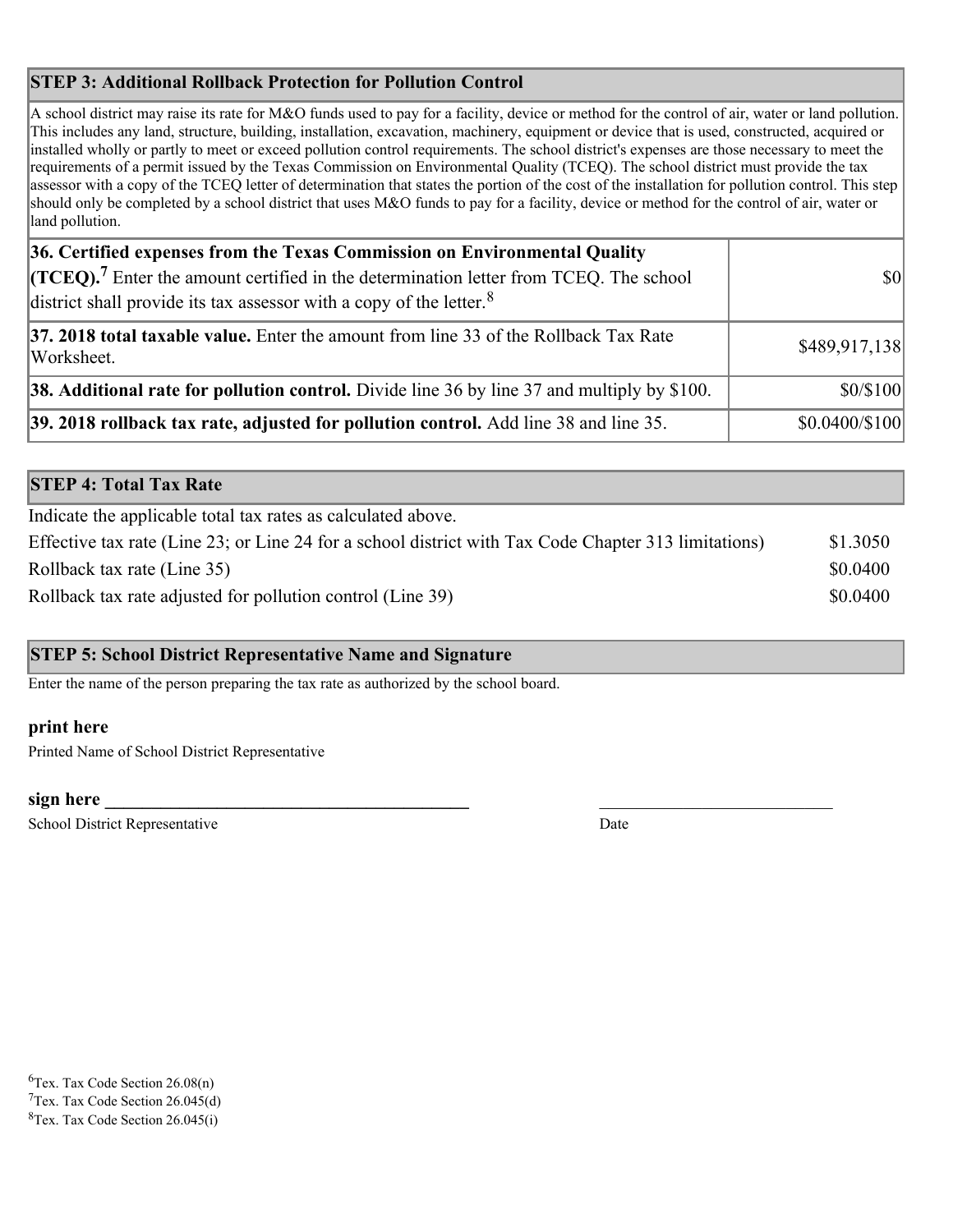## STEP 3: Additional Rollback Protection for Pollution Control

A school district may raise its rate for M&O funds used to pay for a facility, device or method for the control of air, water or land pollution. This includes any land, structure, building, installation, excavation, machinery, equipment or device that is used, constructed, acquired or installed wholly or partly to meet or exceed pollution control requirements. The school district's expenses are those necessary to meet the requirements of a permit issued by the Texas Commission on Environmental Quality (TCEQ). The school district must provide the tax assessor with a copy of the TCEQ letter of determination that states the portion of the cost of the installation for pollution control. This step should only be completed by a school district that uses M&O funds to pay for a facility, device or method for the control of air, water or land pollution.

| | |
|---|---|
| **36. Certified expenses from the Texas Commission on Environmental Quality (TCEQ).**[7] Enter the amount certified in the determination letter from TCEQ. The school district shall provide its tax assessor with a copy of the letter.[8] | $0 |
| **37. 2018 total taxable value.** Enter the amount from line 33 of the Rollback Tax Rate Worksheet. | $489,917,138 |
| **38. Additional rate for pollution control.** Divide line 36 by line 37 and multiply by $100. | $0/$100 |
| **39. 2018 rollback tax rate, adjusted for pollution control.** Add line 38 and line 35. | $0.0400/$100 |

## STEP 4: Total Tax Rate

Indicate the applicable total tax rates as calculated above.

| | |
|---|---|
| Effective tax rate (Line 23; or Line 24 for a school district with Tax Code Chapter 313 limitations) | $1.3050 |
| Rollback tax rate (Line 35) | $0.0400 |
| Rollback tax rate adjusted for pollution control (Line 39) | $0.0400 |

## STEP 5: School District Representative Name and Signature

Enter the name of the person preparing the tax rate as authorized by the school board.

**print here**

Printed Name of School District Representative

**sign here** ________________________________________ ____________________________

School District Representative Date

[6] Tex. Tax Code Section 26.08(n)

[7] Tex. Tax Code Section 26.045(d)

[8] Tex. Tax Code Section 26.045(i)